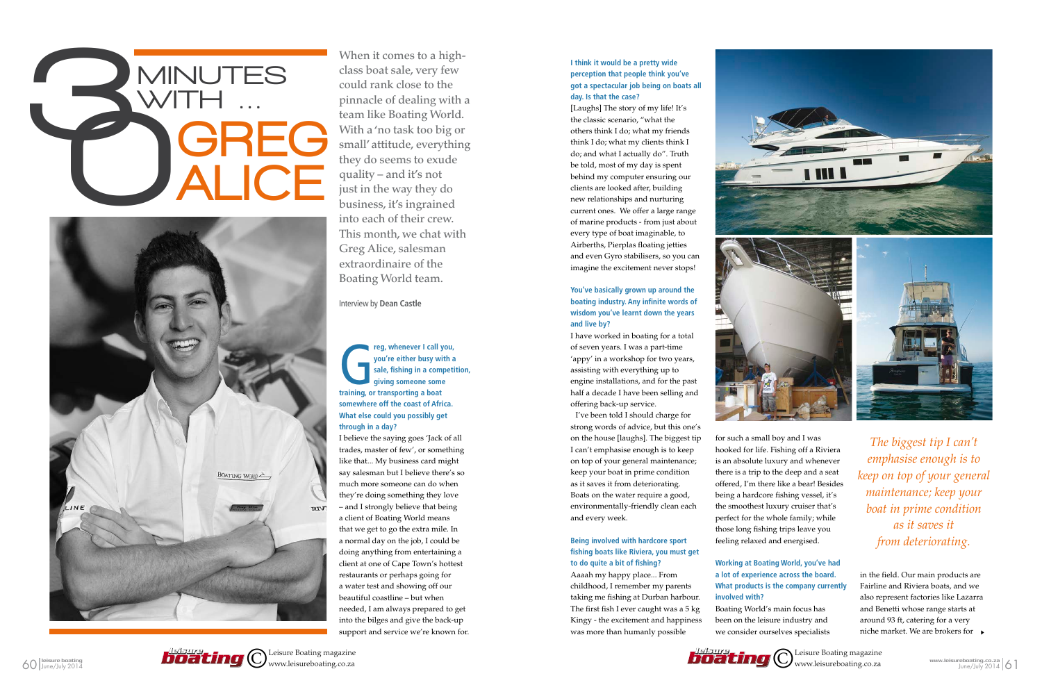# 30 MINUTES WITH … GREG ALICE

When it comes to a high-class boat sale, very few could rank close to the pinnacle of dealing with a team like Boating World. With a 'no task too big or small' attitude, everything they do seems to exude quality – and it's not just in the way they do business, it's ingrained into each of their crew. This month, we chat with Greg Alice, salesman extraordinaire of the Boating World team.

Interview by **Dean Castle**

**Greg, whenever I call you, you're either busy with a sale, fishing in a competition, giving someone some training, or transporting a boat somewhere off the coast of Africa. What else could you possibly get through in a day?**

I believe the saying goes 'Jack of all trades, master of few', or something like that... My business card might say salesman but I believe there's so much more someone can do when they're doing something they love – and I strongly believe that being a client of Boating World means that we get to go the extra mile. In a normal day on the job, I could be doing anything from entertaining a client at one of Cape Town's hottest restaurants or perhaps going for a water test and showing off our beautiful coastline – but when needed, I am always prepared to get into the bilges and give the back-up support and service we're known for.

**I think it would be a pretty wide perception that people think you've got a spectacular job being on boats all day. Is that the case?**

[Laughs] The story of my life! It's the classic scenario, "what the others think I do; what my friends think I do; what my clients think I do; and what I actually do". Truth be told, most of my day is spent behind my computer ensuring our clients are looked after, building new relationships and nurturing current ones. We offer a large range of marine products - from just about every type of boat imaginable, to Airberths, Pierplas floating jetties and even Gyro stabilisers, so you can imagine the excitement never stops!

**You've basically grown up around the boating industry. Any infinite words of wisdom you've learnt down the years and live by?**

I have worked in boating for a total of seven years. I was a part-time 'appy' in a workshop for two years, assisting with everything up to engine installations, and for the past half a decade I have been selling and offering back-up service.

I've been told I should charge for strong words of advice, but this one's on the house [laughs]. The biggest tip I can't emphasise enough is to keep on top of your general maintenance; keep your boat in prime condition as it saves it from deteriorating. Boats on the water require a good, environmentally-friendly clean each and every week.

**Being involved with hardcore sport fishing boats like Riviera, you must get to do quite a bit of fishing?**

Aaaah my happy place... From childhood, I remember my parents taking me fishing at Durban harbour. The first fish I ever caught was a 5 kg Kingy - the excitement and happiness was more than humanly possible for such a small boy and I was hooked for life. Fishing off a Riviera is an absolute luxury and whenever there is a trip to the deep and a seat offered, I'm there like a bear! Besides being a hardcore fishing vessel, it's the smoothest luxury cruiser that's perfect for the whole family; while those long fishing trips leave you feeling relaxed and energised.

*The biggest tip I can't emphasise enough is to keep on top of your general maintenance; keep your boat in prime condition as it saves it from deteriorating.*

**Working at Boating World, you've had a lot of experience across the board. What products is the company currently involved with?**

Boating World's main focus has been on the leisure industry and we consider ourselves specialists in the field. Our main products are Fairline and Riviera boats, and we also represent factories like Lazarra and Benetti whose range starts at around 93 ft, catering for a very niche market. We are brokers for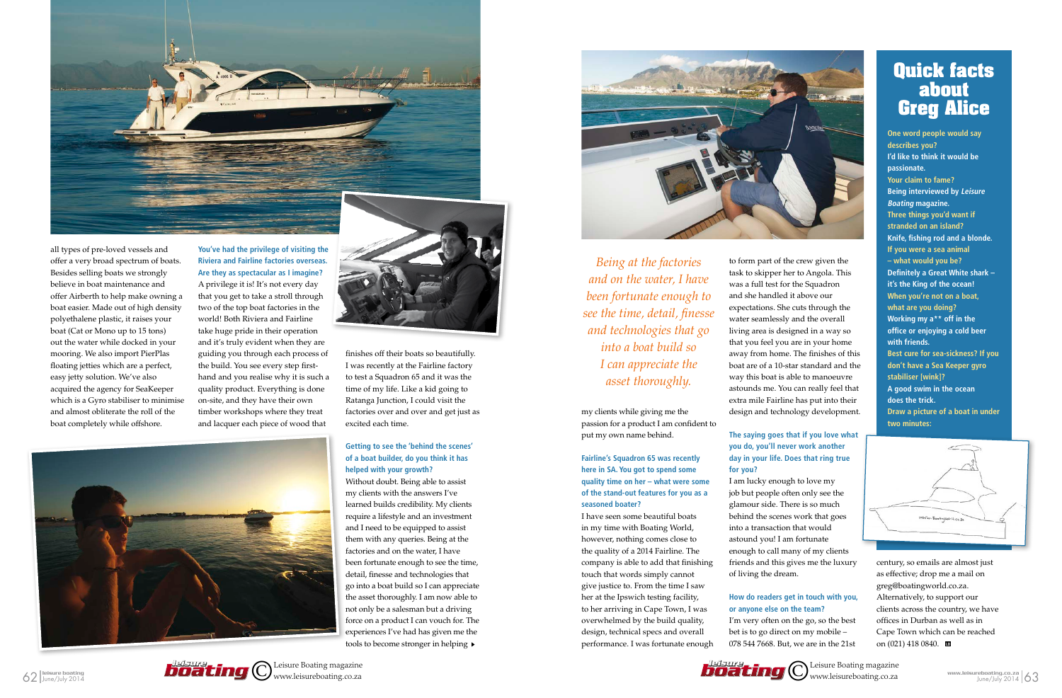all types of pre-loved vessels and offer a very broad spectrum of boats. Besides selling boats we strongly believe in boat maintenance and offer Airberth to help make owning a boat easier. Made out of high density polyethalene plastic, it raises your boat (Cat or Mono up to 15 tons) out the water while docked in your mooring. We also import PierPlas floating jetties which are a perfect, easy jetty solution. We've also acquired the agency for SeaKeeper which is a Gyro stabiliser to minimise and almost obliterate the roll of the boat completely while offshore.

**You've had the privilege of visiting the Riviera and Fairline factories overseas. Are they as spectacular as I imagine?**

A privilege it is! It's not every day that you get to take a stroll through two of the top boat factories in the world! Both Riviera and Fairline take huge pride in their operation and it's truly evident when they are guiding you through each process of the build. You see every step first-hand and you realise why it is such a quality product. Everything is done on-site, and they have their own timber workshops where they treat and lacquer each piece of wood that finishes off their boats so beautifully. I was recently at the Fairline factory to test a Squadron 65 and it was the time of my life. Like a kid going to Ratanga Junction, I could visit the factories over and over and get just as excited each time.

**Getting to see the 'behind the scenes' of a boat builder, do you think it has helped with your growth?**

Without doubt. Being able to assist my clients with the answers I've learned builds credibility. My clients require a lifestyle and an investment and I need to be equipped to assist them with any queries. Being at the factories and on the water, I have been fortunate enough to see the time, detail, finesse and technologies that go into a boat build so I can appreciate the asset thoroughly. I am now able to not only be a salesman but a driving force on a product I can vouch for. The experiences I've had has given me the tools to become stronger in helping my clients while giving me the passion for a product I am confident to put my own name behind.

*Being at the factories and on the water, I have been fortunate enough to see the time, detail, finesse and technologies that go into a boat build so I can appreciate the asset thoroughly.*

**Fairline's Squadron 65 was recently here in SA. You got to spend some quality time on her – what were some of the stand-out features for you as a seasoned boater?**

I have seen some beautiful boats in my time with Boating World, however, nothing comes close to the quality of a 2014 Fairline. The company is able to add that finishing touch that words simply cannot give justice to. From the time I saw her at the Ipswich testing facility, to her arriving in Cape Town, I was overwhelmed by the build quality, design, technical specs and overall performance. I was fortunate enough to form part of the crew given the task to skipper her to Angola. This was a full test for the Squadron and she handled it above our expectations. She cuts through the water seamlessly and the overall living area is designed in a way so that you feel you are in your home away from home. The finishes of this boat are of a 10-star standard and the way this boat is able to manoeuvre astounds me. You can really feel that extra mile Fairline has put into their design and technology development.

**The saying goes that if you love what you do, you'll never work another day in your life. Does that ring true for you?**

I am lucky enough to love my job but people often only see the glamour side. There is so much behind the scenes work that goes into a transaction that would astound you! I am fortunate enough to call many of my clients friends and this gives me the luxury of living the dream.

**How do readers get in touch with you, or anyone else on the team?**

I'm very often on the go, so the best bet is to go direct on my mobile – 078 544 7668. But, we are in the 21st century, so emails are almost just as effective; drop me a mail on greg@boatingworld.co.za. Alternatively, to support our clients across the country, we have offices in Durban as well as in Cape Town which can be reached on (021) 418 0840.

## Quick facts about Greg Alice

**One word people would say describes you?**
**I'd like to think it would be passionate.**

**Your claim to fame?**
**Being interviewed by *Leisure Boating* magazine.**

**Three things you'd want if stranded on an island?**
**Knife, fishing rod and a blonde.**

**If you were a sea animal – what would you be?**
**Definitely a Great White shark – it's the King of the ocean!**

**When you're not on a boat, what are you doing?**
**Working my a\*\* off in the office or enjoying a cold beer with friends.**

**Best cure for sea-sickness? If you don't have a Sea Keeper gyro stabiliser [wink]?**
**A good swim in the ocean does the trick.**

**Draw a picture of a boat in under two minutes:**

© Leisure Boating magazine www.leisureboating.co.za